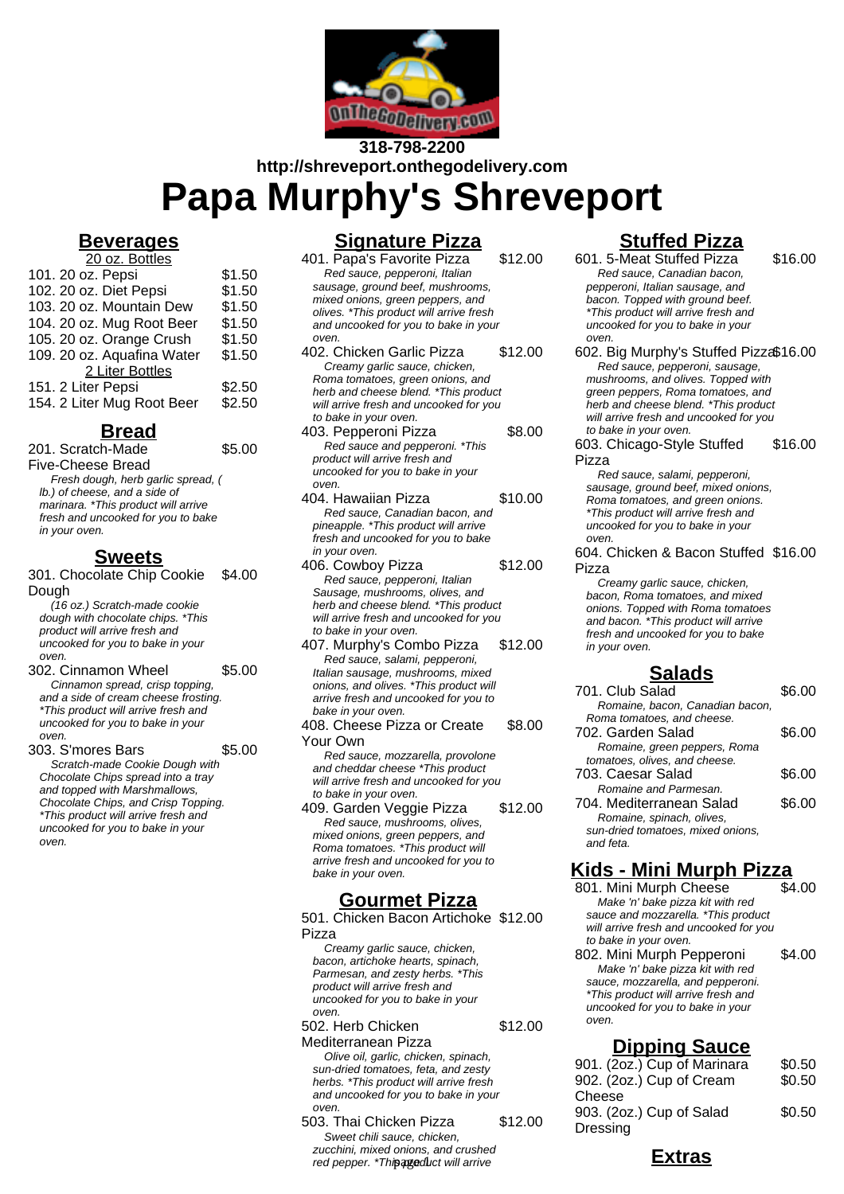**318-798-2200**
**http://shreveport.onthegodelivery.com**

# Papa Murphy's Shreveport

## Beverages

20 oz. Bottles

101. 20 oz. Pepsi $1.50
102. 20 oz. Diet Pepsi $1.50
103. 20 oz. Mountain Dew $1.50
104. 20 oz. Mug Root Beer $1.50
105. 20 oz. Orange Crush $1.50
109. 20 oz. Aquafina Water $1.50

2 Liter Bottles

151. 2 Liter Pepsi $2.50
154. 2 Liter Mug Root Beer $2.50

## Bread

201. Scratch-Made Five-Cheese Bread $5.00
*Fresh dough, herb garlic spread, ( lb.) of cheese, and a side of marinara. *This product will arrive fresh and uncooked for you to bake in your oven.*

## Sweets

301. Chocolate Chip Cookie Dough $4.00
*(16 oz.) Scratch-made cookie dough with chocolate chips. *This product will arrive fresh and uncooked for you to bake in your oven.*

302. Cinnamon Wheel $5.00
*Cinnamon spread, crisp topping, and a side of cream cheese frosting. *This product will arrive fresh and uncooked for you to bake in your oven.*

303. S'mores Bars $5.00
*Scratch-made Cookie Dough with Chocolate Chips spread into a tray and topped with Marshmallows, Chocolate Chips, and Crisp Topping. *This product will arrive fresh and uncooked for you to bake in your oven.*

## Signature Pizza

401. Papa's Favorite Pizza $12.00
*Red sauce, pepperoni, Italian sausage, ground beef, mushrooms, mixed onions, green peppers, and olives. *This product will arrive fresh and uncooked for you to bake in your oven.*

402. Chicken Garlic Pizza $12.00
*Creamy garlic sauce, chicken, Roma tomatoes, green onions, and herb and cheese blend. *This product will arrive fresh and uncooked for you to bake in your oven.*

403. Pepperoni Pizza $8.00
*Red sauce and pepperoni. *This product will arrive fresh and uncooked for you to bake in your oven.*

404. Hawaiian Pizza $10.00
*Red sauce, Canadian bacon, and pineapple. *This product will arrive fresh and uncooked for you to bake in your oven.*

406. Cowboy Pizza $12.00
*Red sauce, pepperoni, Italian Sausage, mushrooms, olives, and herb and cheese blend. *This product will arrive fresh and uncooked for you to bake in your oven.*

407. Murphy's Combo Pizza $12.00
*Red sauce, salami, pepperoni, Italian sausage, mushrooms, mixed onions, and olives. *This product will arrive fresh and uncooked for you to bake in your oven.*

408. Cheese Pizza or Create Your Own $8.00
*Red sauce, mozzarella, provolone and cheddar cheese *This product will arrive fresh and uncooked for you to bake in your oven.*

409. Garden Veggie Pizza $12.00
*Red sauce, mushrooms, olives, mixed onions, green peppers, and Roma tomatoes. *This product will arrive fresh and uncooked for you to bake in your oven.*

## Gourmet Pizza

501. Chicken Bacon Artichoke Pizza $12.00
*Creamy garlic sauce, chicken, bacon, artichoke hearts, spinach, Parmesan, and zesty herbs. *This product will arrive fresh and uncooked for you to bake in your oven.*

502. Herb Chicken Mediterranean Pizza $12.00
*Olive oil, garlic, chicken, spinach, sun-dried tomatoes, feta, and zesty herbs. *This product will arrive fresh and uncooked for you to bake in your oven.*

503. Thai Chicken Pizza $12.00
*Sweet chili sauce, chicken, zucchini, mixed onions, and crushed red pepper. *This product will arrive*

## Stuffed Pizza

601. 5-Meat Stuffed Pizza $16.00
*Red sauce, Canadian bacon, pepperoni, Italian sausage, and bacon. Topped with ground beef. *This product will arrive fresh and uncooked for you to bake in your oven.*

602. Big Murphy's Stuffed Pizza $16.00
*Red sauce, pepperoni, sausage, mushrooms, and olives. Topped with green peppers, Roma tomatoes, and herb and cheese blend. *This product will arrive fresh and uncooked for you to bake in your oven.*

603. Chicago-Style Stuffed Pizza $16.00
*Red sauce, salami, pepperoni, sausage, ground beef, mixed onions, Roma tomatoes, and green onions. *This product will arrive fresh and uncooked for you to bake in your oven.*

604. Chicken & Bacon Stuffed Pizza $16.00
*Creamy garlic sauce, chicken, bacon, Roma tomatoes, and mixed onions. Topped with Roma tomatoes and bacon. *This product will arrive fresh and uncooked for you to bake in your oven.*

## Salads

701. Club Salad $6.00
*Romaine, bacon, Canadian bacon, Roma tomatoes, and cheese.*

702. Garden Salad $6.00
*Romaine, green peppers, Roma tomatoes, olives, and cheese.*

703. Caesar Salad $6.00
*Romaine and Parmesan.*

704. Mediterranean Salad $6.00
*Romaine, spinach, olives, sun-dried tomatoes, mixed onions, and feta.*

## Kids - Mini Murph Pizza

801. Mini Murph Cheese $4.00
*Make 'n' bake pizza kit with red sauce and mozzarella. *This product will arrive fresh and uncooked for you to bake in your oven.*

802. Mini Murph Pepperoni $4.00
*Make 'n' bake pizza kit with red sauce, mozzarella, and pepperoni. *This product will arrive fresh and uncooked for you to bake in your oven.*

## Dipping Sauce

901. (2oz.) Cup of Marinara $0.50
902. (2oz.) Cup of Cream Cheese $0.50
903. (2oz.) Cup of Salad Dressing $0.50

## Extras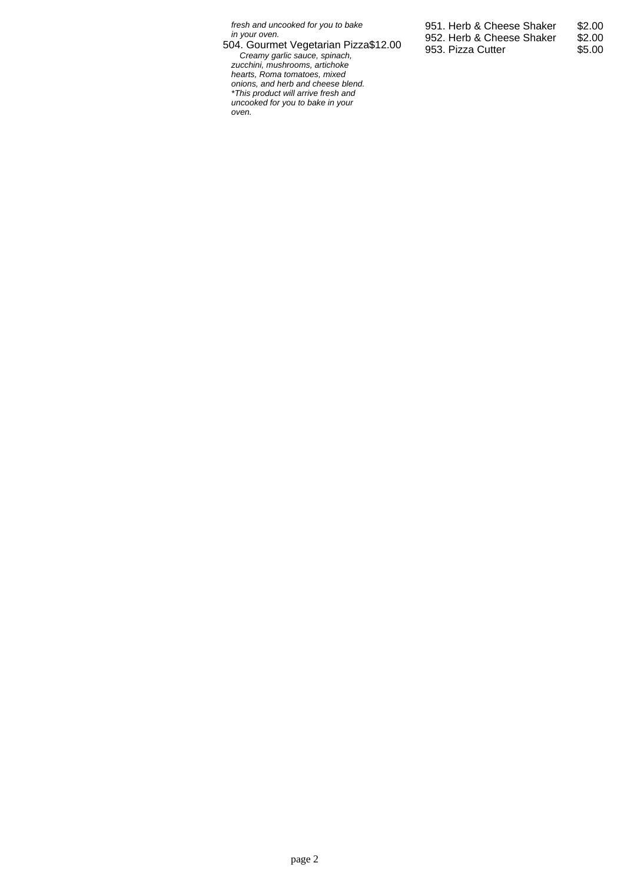*fresh and uncooked for you to bake in your oven.*

504. Gourmet Vegetarian Pizza $12.00

*Creamy garlic sauce, spinach, zucchini, mushrooms, artichoke hearts, Roma tomatoes, mixed onions, and herb and cheese blend. *This product will arrive fresh and uncooked for you to bake in your oven.*

951. Herb & Cheese Shaker $2.00

952. Herb & Cheese Shaker $2.00

953. Pizza Cutter $5.00